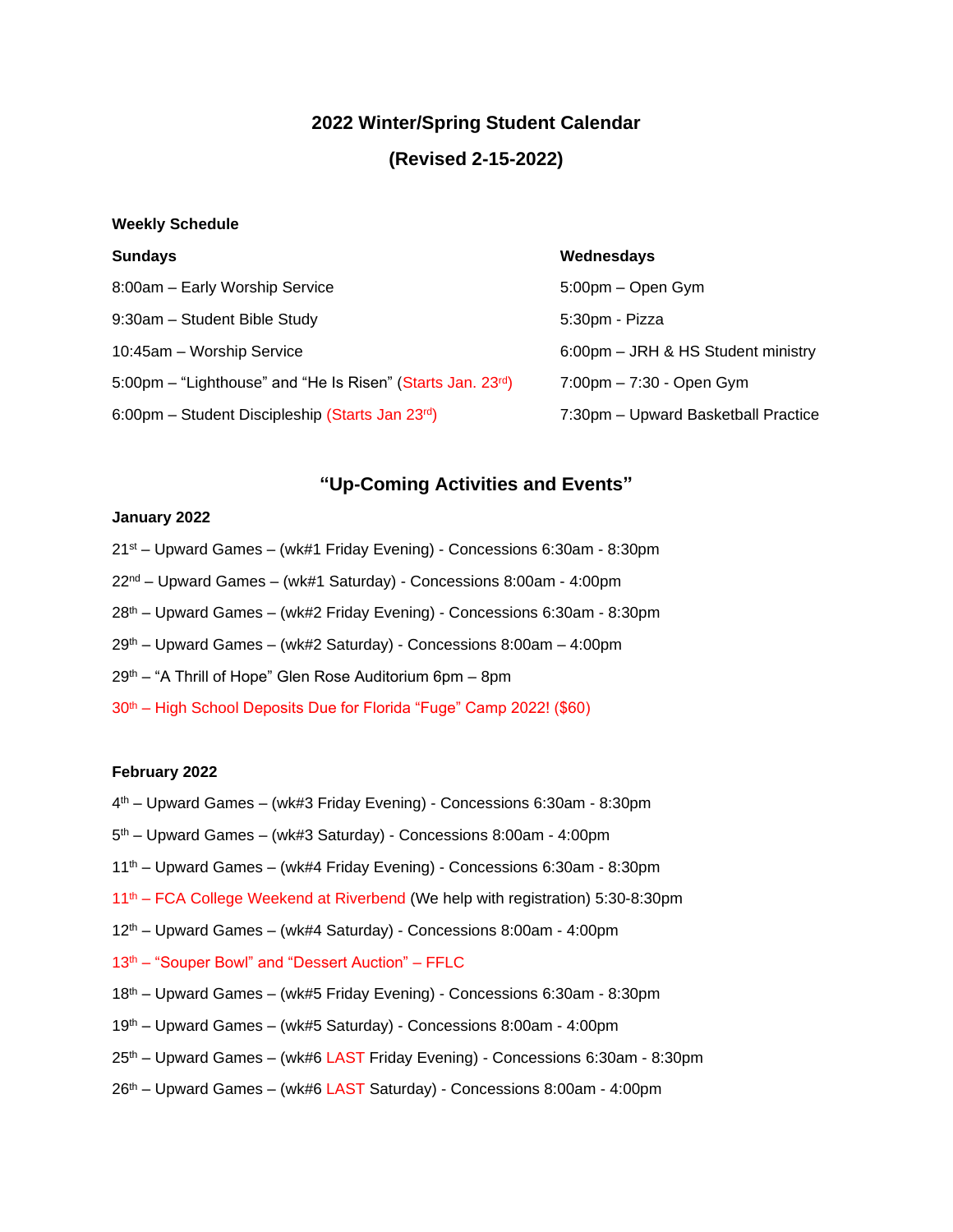# 2022 Winter/Spring Student Calendar

## (Revised 2-15-2022)

**Weekly Schedule**

**Sundays**

8:00am – Early Worship Service

9:30am – Student Bible Study

10:45am – Worship Service

5:00pm – “Lighthouse” and “He Is Risen” (Starts Jan. 23rd)

6:00pm – Student Discipleship (Starts Jan 23rd)

**Wednesdays**

5:00pm – Open Gym

5:30pm - Pizza

6:00pm – JRH & HS Student ministry

7:00pm – 7:30 - Open Gym

7:30pm – Upward Basketball Practice

## “Up-Coming Activities and Events”

**January 2022**

21st – Upward Games – (wk#1 Friday Evening) - Concessions 6:30am - 8:30pm

22nd – Upward Games – (wk#1 Saturday) - Concessions 8:00am - 4:00pm

28th – Upward Games – (wk#2 Friday Evening) - Concessions 6:30am - 8:30pm

29th – Upward Games – (wk#2 Saturday) - Concessions 8:00am – 4:00pm

29th – “A Thrill of Hope” Glen Rose Auditorium 6pm – 8pm

30th – High School Deposits Due for Florida “Fuge” Camp 2022! ($60)

**February 2022**

4th – Upward Games – (wk#3 Friday Evening) - Concessions 6:30am - 8:30pm

5th – Upward Games – (wk#3 Saturday) - Concessions 8:00am - 4:00pm

11th – Upward Games – (wk#4 Friday Evening) - Concessions 6:30am - 8:30pm

11th – FCA College Weekend at Riverbend (We help with registration) 5:30-8:30pm

12th – Upward Games – (wk#4 Saturday) - Concessions 8:00am - 4:00pm

13th – “Souper Bowl” and “Dessert Auction” – FFLC

18th – Upward Games – (wk#5 Friday Evening) - Concessions 6:30am - 8:30pm

19th – Upward Games – (wk#5 Saturday) - Concessions 8:00am - 4:00pm

25th – Upward Games – (wk#6 LAST Friday Evening) - Concessions 6:30am - 8:30pm

26th – Upward Games – (wk#6 LAST Saturday) - Concessions 8:00am - 4:00pm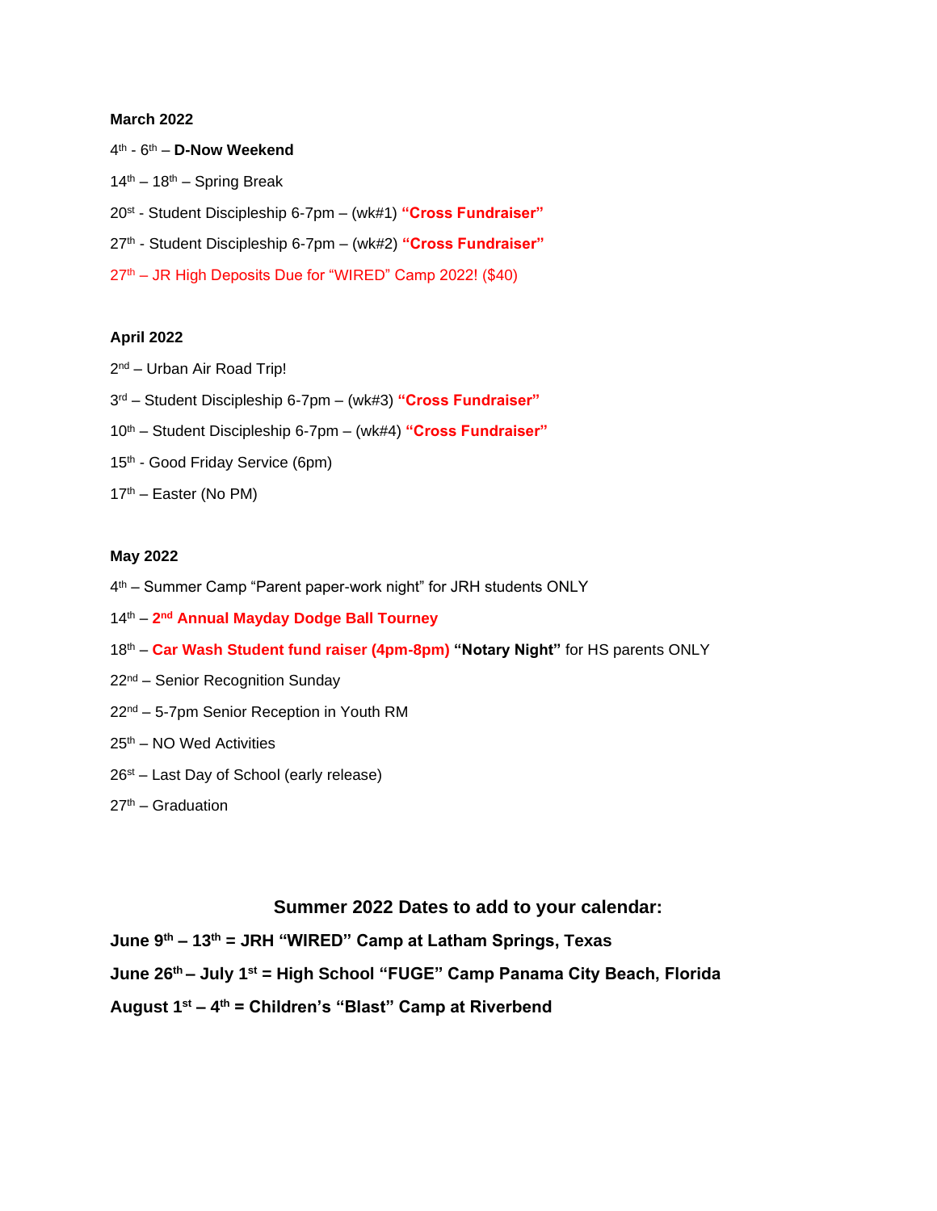**March 2022**

4th - 6th – **D-Now Weekend**

14th – 18th – Spring Break

20st - Student Discipleship 6-7pm – (wk#1) **"Cross Fundraiser"**

27th - Student Discipleship 6-7pm – (wk#2) **"Cross Fundraiser"**

27th – JR High Deposits Due for "WIRED" Camp 2022! ($40)

**April 2022**

2nd – Urban Air Road Trip!

3rd – Student Discipleship 6-7pm – (wk#3) **"Cross Fundraiser"**

10th – Student Discipleship 6-7pm – (wk#4) **"Cross Fundraiser"**

15th - Good Friday Service (6pm)

17th – Easter (No PM)

**May 2022**

4th – Summer Camp "Parent paper-work night" for JRH students ONLY

14th – **2nd Annual Mayday Dodge Ball Tourney**

18th – **Car Wash Student fund raiser (4pm-8pm)** **"Notary Night"** for HS parents ONLY

22nd – Senior Recognition Sunday

22nd – 5-7pm Senior Reception in Youth RM

25th – NO Wed Activities

26st – Last Day of School (early release)

27th – Graduation

## Summer 2022 Dates to add to your calendar:

**June 9th – 13th = JRH "WIRED" Camp at Latham Springs, Texas**

**June 26th – July 1st = High School "FUGE" Camp Panama City Beach, Florida**

**August 1st – 4th = Children's "Blast" Camp at Riverbend**